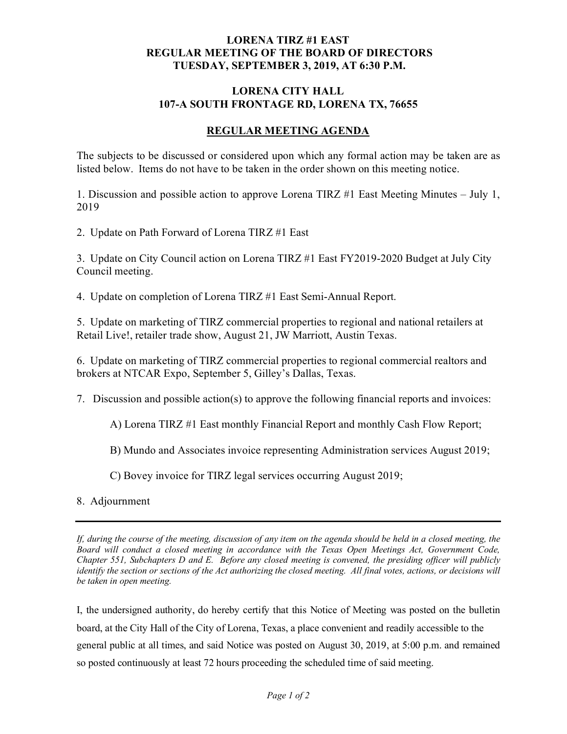**LORENA TIRZ #1 EAST**
**REGULAR MEETING OF THE BOARD OF DIRECTORS**
**TUESDAY, SEPTEMBER 3, 2019, AT 6:30 P.M.**

**LORENA CITY HALL**
**107-A SOUTH FRONTAGE RD, LORENA TX, 76655**

## REGULAR MEETING AGENDA

The subjects to be discussed or considered upon which any formal action may be taken are as listed below. Items do not have to be taken in the order shown on this meeting notice.

1. Discussion and possible action to approve Lorena TIRZ #1 East Meeting Minutes – July 1, 2019

2. Update on Path Forward of Lorena TIRZ #1 East

3. Update on City Council action on Lorena TIRZ #1 East FY2019-2020 Budget at July City Council meeting.

4. Update on completion of Lorena TIRZ #1 East Semi-Annual Report.

5. Update on marketing of TIRZ commercial properties to regional and national retailers at Retail Live!, retailer trade show, August 21, JW Marriott, Austin Texas.

6. Update on marketing of TIRZ commercial properties to regional commercial realtors and brokers at NTCAR Expo, September 5, Gilley's Dallas, Texas.

7. Discussion and possible action(s) to approve the following financial reports and invoices:

   A) Lorena TIRZ #1 East monthly Financial Report and monthly Cash Flow Report;

   B) Mundo and Associates invoice representing Administration services August 2019;

   C) Bovey invoice for TIRZ legal services occurring August 2019;

8. Adjournment

---

*If, during the course of the meeting, discussion of any item on the agenda should be held in a closed meeting, the Board will conduct a closed meeting in accordance with the Texas Open Meetings Act, Government Code, Chapter 551, Subchapters D and E. Before any closed meeting is convened, the presiding officer will publicly identify the section or sections of the Act authorizing the closed meeting. All final votes, actions, or decisions will be taken in open meeting.*

I, the undersigned authority, do hereby certify that this Notice of Meeting was posted on the bulletin board, at the City Hall of the City of Lorena, Texas, a place convenient and readily accessible to the general public at all times, and said Notice was posted on August 30, 2019, at 5:00 p.m. and remained so posted continuously at least 72 hours proceeding the scheduled time of said meeting.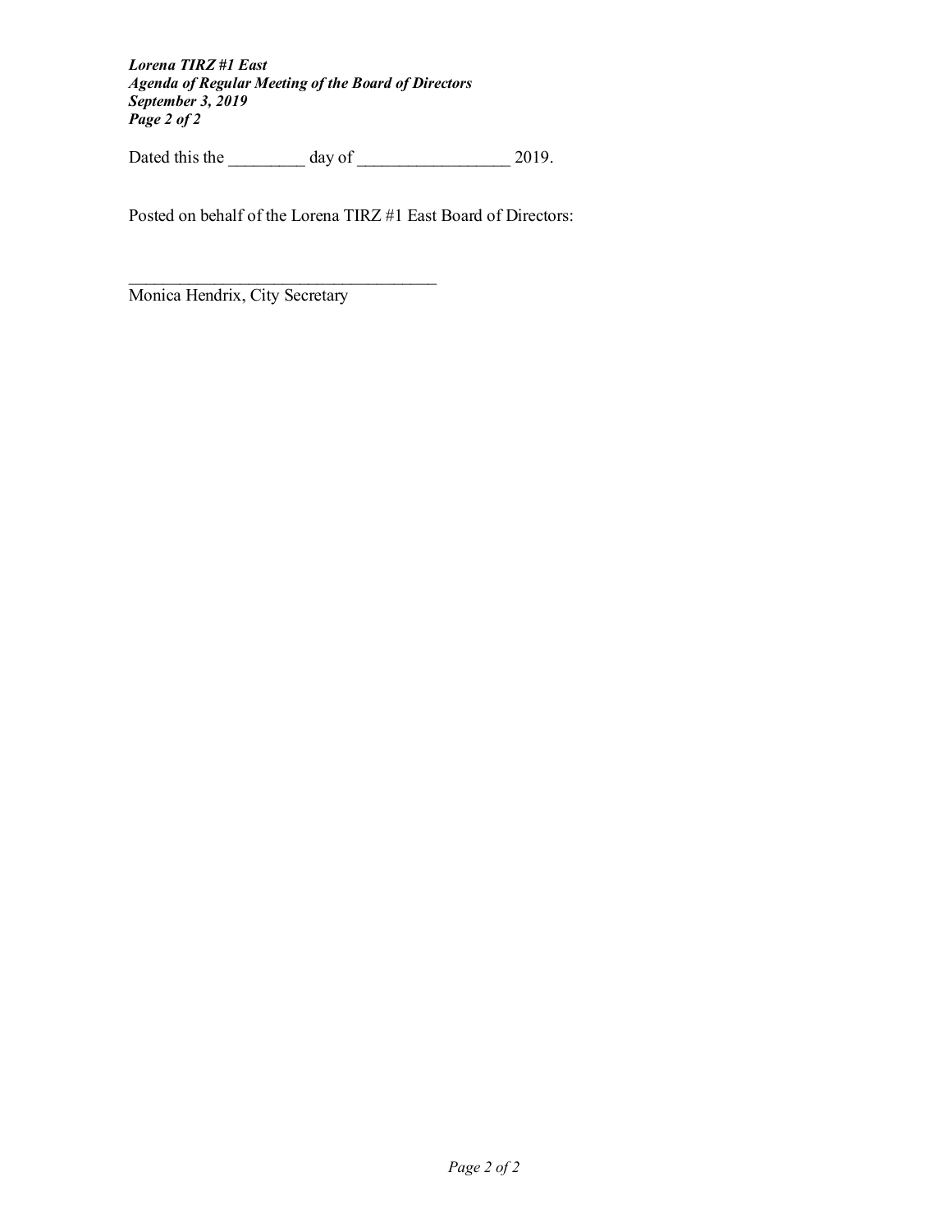Dated this the _________ day of _________________ 2019.

Posted on behalf of the Lorena TIRZ #1 East Board of Directors:

_____________________________________
Monica Hendrix, City Secretary